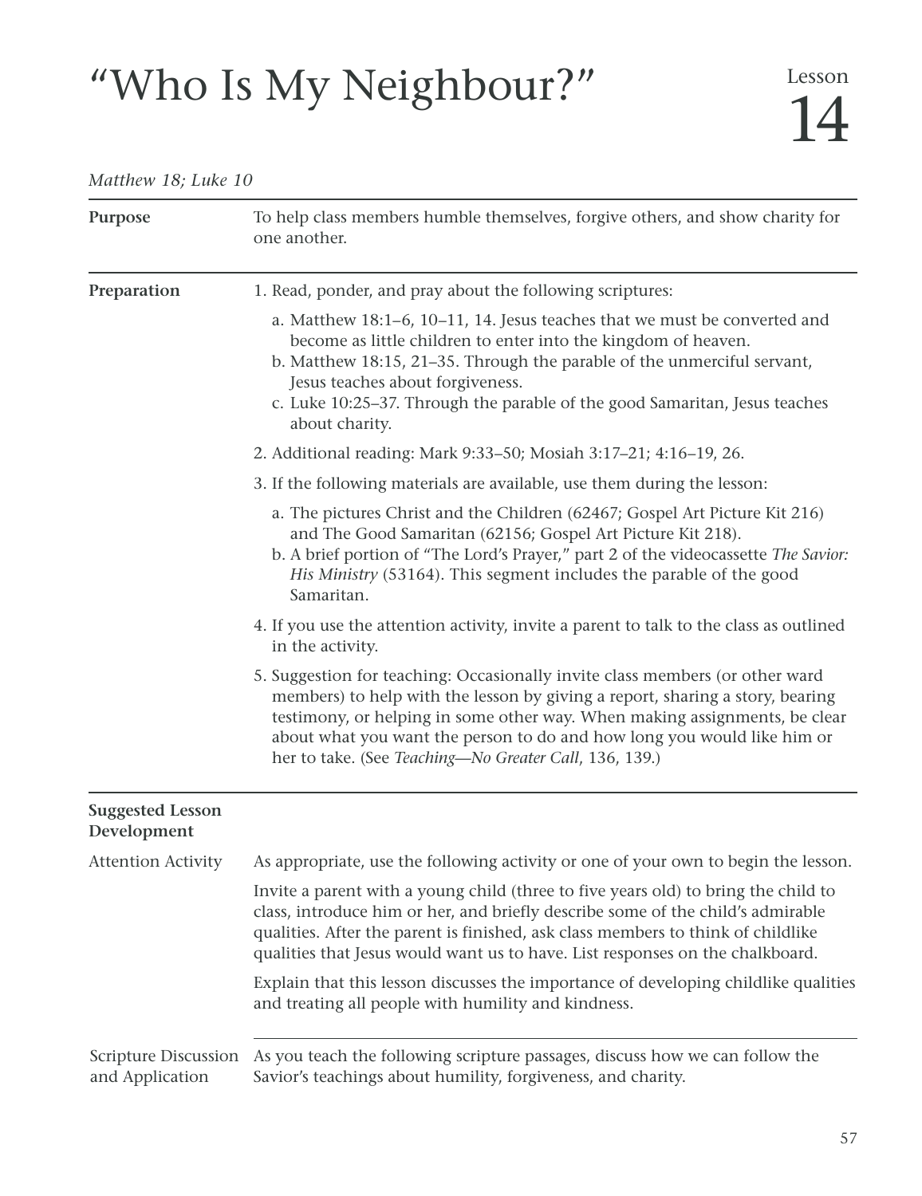# "Who Is My Neighbour?"

Lesson 14

*Matthew 18; Luke 10*

**Purpose**

To help class members humble themselves, forgive others, and show charity for one another.

**Preparation**

1. Read, ponder, and pray about the following scriptures:

   a. Matthew 18:1–6, 10–11, 14. Jesus teaches that we must be converted and become as little children to enter into the kingdom of heaven.
   b. Matthew 18:15, 21–35. Through the parable of the unmerciful servant, Jesus teaches about forgiveness.
   c. Luke 10:25–37. Through the parable of the good Samaritan, Jesus teaches about charity.

2. Additional reading: Mark 9:33–50; Mosiah 3:17–21; 4:16–19, 26.

3. If the following materials are available, use them during the lesson:

   a. The pictures Christ and the Children (62467; Gospel Art Picture Kit 216) and The Good Samaritan (62156; Gospel Art Picture Kit 218).
   b. A brief portion of "The Lord's Prayer," part 2 of the videocassette *The Savior: His Ministry* (53164). This segment includes the parable of the good Samaritan.

4. If you use the attention activity, invite a parent to talk to the class as outlined in the activity.

5. Suggestion for teaching: Occasionally invite class members (or other ward members) to help with the lesson by giving a report, sharing a story, bearing testimony, or helping in some other way. When making assignments, be clear about what you want the person to do and how long you would like him or her to take. (See *Teaching—No Greater Call*, 136, 139.)

**Suggested Lesson Development**

Attention Activity

As appropriate, use the following activity or one of your own to begin the lesson.

Invite a parent with a young child (three to five years old) to bring the child to class, introduce him or her, and briefly describe some of the child's admirable qualities. After the parent is finished, ask class members to think of childlike qualities that Jesus would want us to have. List responses on the chalkboard.

Explain that this lesson discusses the importance of developing childlike qualities and treating all people with humility and kindness.

Scripture Discussion and Application

As you teach the following scripture passages, discuss how we can follow the Savior's teachings about humility, forgiveness, and charity.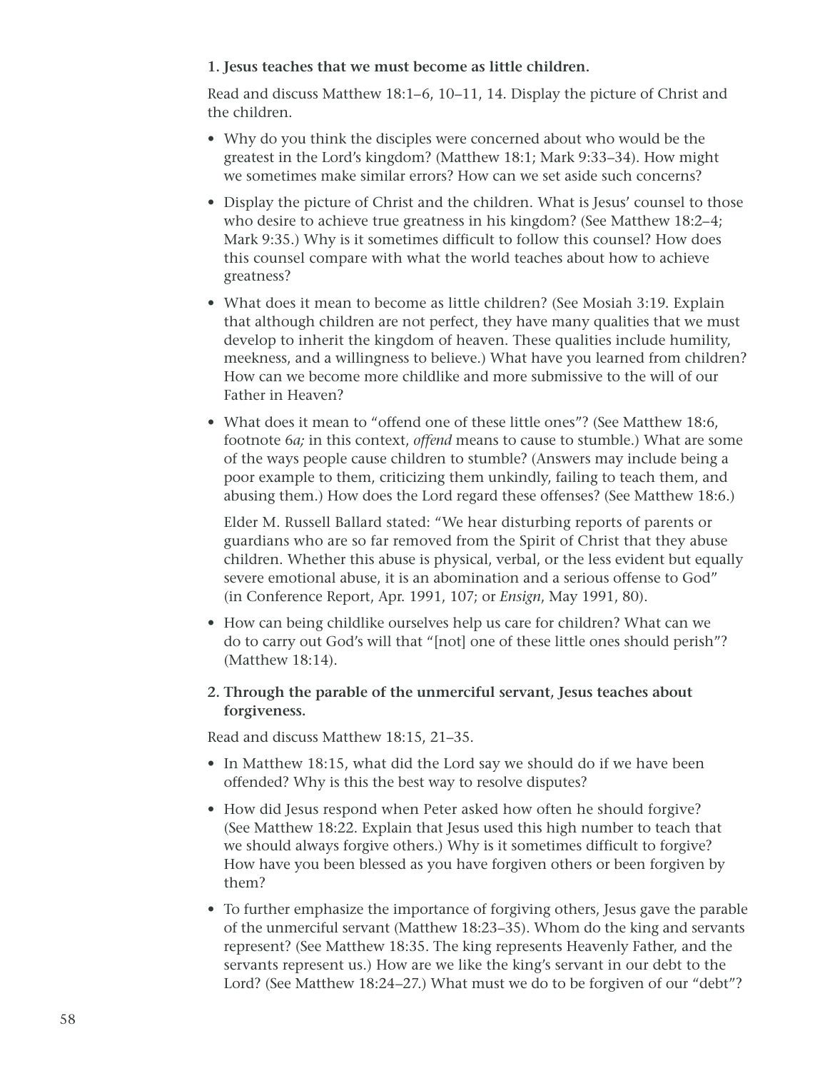**1. Jesus teaches that we must become as little children.**

Read and discuss Matthew 18:1–6, 10–11, 14. Display the picture of Christ and the children.

- Why do you think the disciples were concerned about who would be the greatest in the Lord's kingdom? (Matthew 18:1; Mark 9:33–34). How might we sometimes make similar errors? How can we set aside such concerns?
- Display the picture of Christ and the children. What is Jesus' counsel to those who desire to achieve true greatness in his kingdom? (See Matthew 18:2–4; Mark 9:35.) Why is it sometimes difficult to follow this counsel? How does this counsel compare with what the world teaches about how to achieve greatness?
- What does it mean to become as little children? (See Mosiah 3:19. Explain that although children are not perfect, they have many qualities that we must develop to inherit the kingdom of heaven. These qualities include humility, meekness, and a willingness to believe.) What have you learned from children? How can we become more childlike and more submissive to the will of our Father in Heaven?
- What does it mean to "offend one of these little ones"? (See Matthew 18:6, footnote 6*a;* in this context, *offend* means to cause to stumble.) What are some of the ways people cause children to stumble? (Answers may include being a poor example to them, criticizing them unkindly, failing to teach them, and abusing them.) How does the Lord regard these offenses? (See Matthew 18:6.)

  Elder M. Russell Ballard stated: "We hear disturbing reports of parents or guardians who are so far removed from the Spirit of Christ that they abuse children. Whether this abuse is physical, verbal, or the less evident but equally severe emotional abuse, it is an abomination and a serious offense to God" (in Conference Report, Apr. 1991, 107; or *Ensign*, May 1991, 80).

- How can being childlike ourselves help us care for children? What can we do to carry out God's will that "[not] one of these little ones should perish"? (Matthew 18:14).

**2. Through the parable of the unmerciful servant, Jesus teaches about forgiveness.**

Read and discuss Matthew 18:15, 21–35.

- In Matthew 18:15, what did the Lord say we should do if we have been offended? Why is this the best way to resolve disputes?
- How did Jesus respond when Peter asked how often he should forgive? (See Matthew 18:22. Explain that Jesus used this high number to teach that we should always forgive others.) Why is it sometimes difficult to forgive? How have you been blessed as you have forgiven others or been forgiven by them?
- To further emphasize the importance of forgiving others, Jesus gave the parable of the unmerciful servant (Matthew 18:23–35). Whom do the king and servants represent? (See Matthew 18:35. The king represents Heavenly Father, and the servants represent us.) How are we like the king's servant in our debt to the Lord? (See Matthew 18:24–27.) What must we do to be forgiven of our "debt"?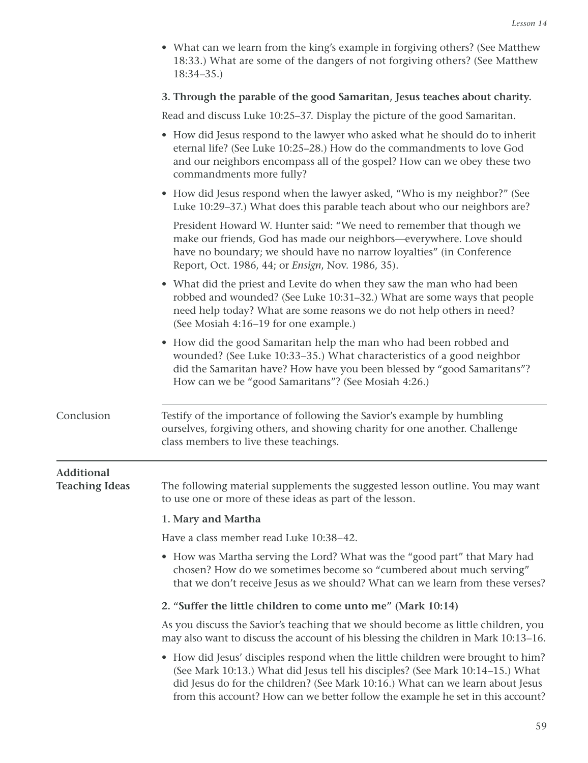- What can we learn from the king's example in forgiving others? (See Matthew 18:33.) What are some of the dangers of not forgiving others? (See Matthew 18:34–35.)

**3. Through the parable of the good Samaritan, Jesus teaches about charity.**

Read and discuss Luke 10:25–37. Display the picture of the good Samaritan.

- How did Jesus respond to the lawyer who asked what he should do to inherit eternal life? (See Luke 10:25–28.) How do the commandments to love God and our neighbors encompass all of the gospel? How can we obey these two commandments more fully?
- How did Jesus respond when the lawyer asked, "Who is my neighbor?" (See Luke 10:29–37.) What does this parable teach about who our neighbors are?

  President Howard W. Hunter said: "We need to remember that though we make our friends, God has made our neighbors—everywhere. Love should have no boundary; we should have no narrow loyalties" (in Conference Report, Oct. 1986, 44; or *Ensign*, Nov. 1986, 35).

- What did the priest and Levite do when they saw the man who had been robbed and wounded? (See Luke 10:31–32.) What are some ways that people need help today? What are some reasons we do not help others in need? (See Mosiah 4:16–19 for one example.)
- How did the good Samaritan help the man who had been robbed and wounded? (See Luke 10:33–35.) What characteristics of a good neighbor did the Samaritan have? How have you been blessed by "good Samaritans"? How can we be "good Samaritans"? (See Mosiah 4:26.)

## Conclusion

Testify of the importance of following the Savior's example by humbling ourselves, forgiving others, and showing charity for one another. Challenge class members to live these teachings.

## Additional Teaching Ideas

The following material supplements the suggested lesson outline. You may want to use one or more of these ideas as part of the lesson.

**1. Mary and Martha**

Have a class member read Luke 10:38–42.

- How was Martha serving the Lord? What was the "good part" that Mary had chosen? How do we sometimes become so "cumbered about much serving" that we don't receive Jesus as we should? What can we learn from these verses?

**2. "Suffer the little children to come unto me" (Mark 10:14)**

As you discuss the Savior's teaching that we should become as little children, you may also want to discuss the account of his blessing the children in Mark 10:13–16.

- How did Jesus' disciples respond when the little children were brought to him? (See Mark 10:13.) What did Jesus tell his disciples? (See Mark 10:14–15.) What did Jesus do for the children? (See Mark 10:16.) What can we learn about Jesus from this account? How can we better follow the example he set in this account?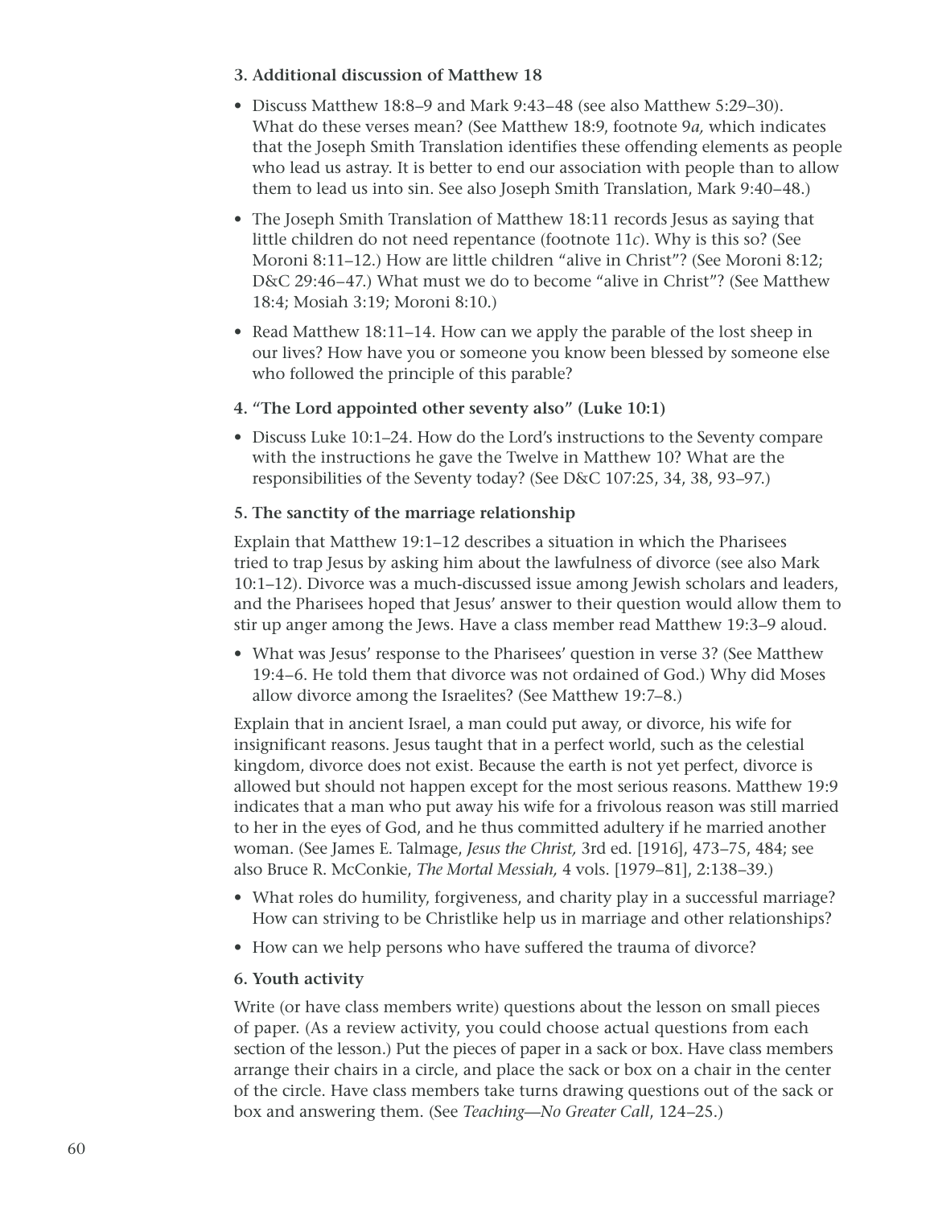### 3. Additional discussion of Matthew 18

- Discuss Matthew 18:8–9 and Mark 9:43–48 (see also Matthew 5:29–30). What do these verses mean? (See Matthew 18:9, footnote 9*a,* which indicates that the Joseph Smith Translation identifies these offending elements as people who lead us astray. It is better to end our association with people than to allow them to lead us into sin. See also Joseph Smith Translation, Mark 9:40–48.)
- The Joseph Smith Translation of Matthew 18:11 records Jesus as saying that little children do not need repentance (footnote 11*c*). Why is this so? (See Moroni 8:11–12.) How are little children "alive in Christ"? (See Moroni 8:12; D&C 29:46–47.) What must we do to become "alive in Christ"? (See Matthew 18:4; Mosiah 3:19; Moroni 8:10.)
- Read Matthew 18:11–14. How can we apply the parable of the lost sheep in our lives? How have you or someone you know been blessed by someone else who followed the principle of this parable?

### 4. "The Lord appointed other seventy also" (Luke 10:1)

- Discuss Luke 10:1–24. How do the Lord's instructions to the Seventy compare with the instructions he gave the Twelve in Matthew 10? What are the responsibilities of the Seventy today? (See D&C 107:25, 34, 38, 93–97.)

### 5. The sanctity of the marriage relationship

Explain that Matthew 19:1–12 describes a situation in which the Pharisees tried to trap Jesus by asking him about the lawfulness of divorce (see also Mark 10:1–12). Divorce was a much-discussed issue among Jewish scholars and leaders, and the Pharisees hoped that Jesus' answer to their question would allow them to stir up anger among the Jews. Have a class member read Matthew 19:3–9 aloud.

- What was Jesus' response to the Pharisees' question in verse 3? (See Matthew 19:4–6. He told them that divorce was not ordained of God.) Why did Moses allow divorce among the Israelites? (See Matthew 19:7–8.)

Explain that in ancient Israel, a man could put away, or divorce, his wife for insignificant reasons. Jesus taught that in a perfect world, such as the celestial kingdom, divorce does not exist. Because the earth is not yet perfect, divorce is allowed but should not happen except for the most serious reasons. Matthew 19:9 indicates that a man who put away his wife for a frivolous reason was still married to her in the eyes of God, and he thus committed adultery if he married another woman. (See James E. Talmage, *Jesus the Christ,* 3rd ed. [1916], 473–75, 484; see also Bruce R. McConkie, *The Mortal Messiah,* 4 vols. [1979–81], 2:138–39.)

- What roles do humility, forgiveness, and charity play in a successful marriage? How can striving to be Christlike help us in marriage and other relationships?
- How can we help persons who have suffered the trauma of divorce?

### 6. Youth activity

Write (or have class members write) questions about the lesson on small pieces of paper. (As a review activity, you could choose actual questions from each section of the lesson.) Put the pieces of paper in a sack or box. Have class members arrange their chairs in a circle, and place the sack or box on a chair in the center of the circle. Have class members take turns drawing questions out of the sack or box and answering them. (See *Teaching—No Greater Call*, 124–25.)